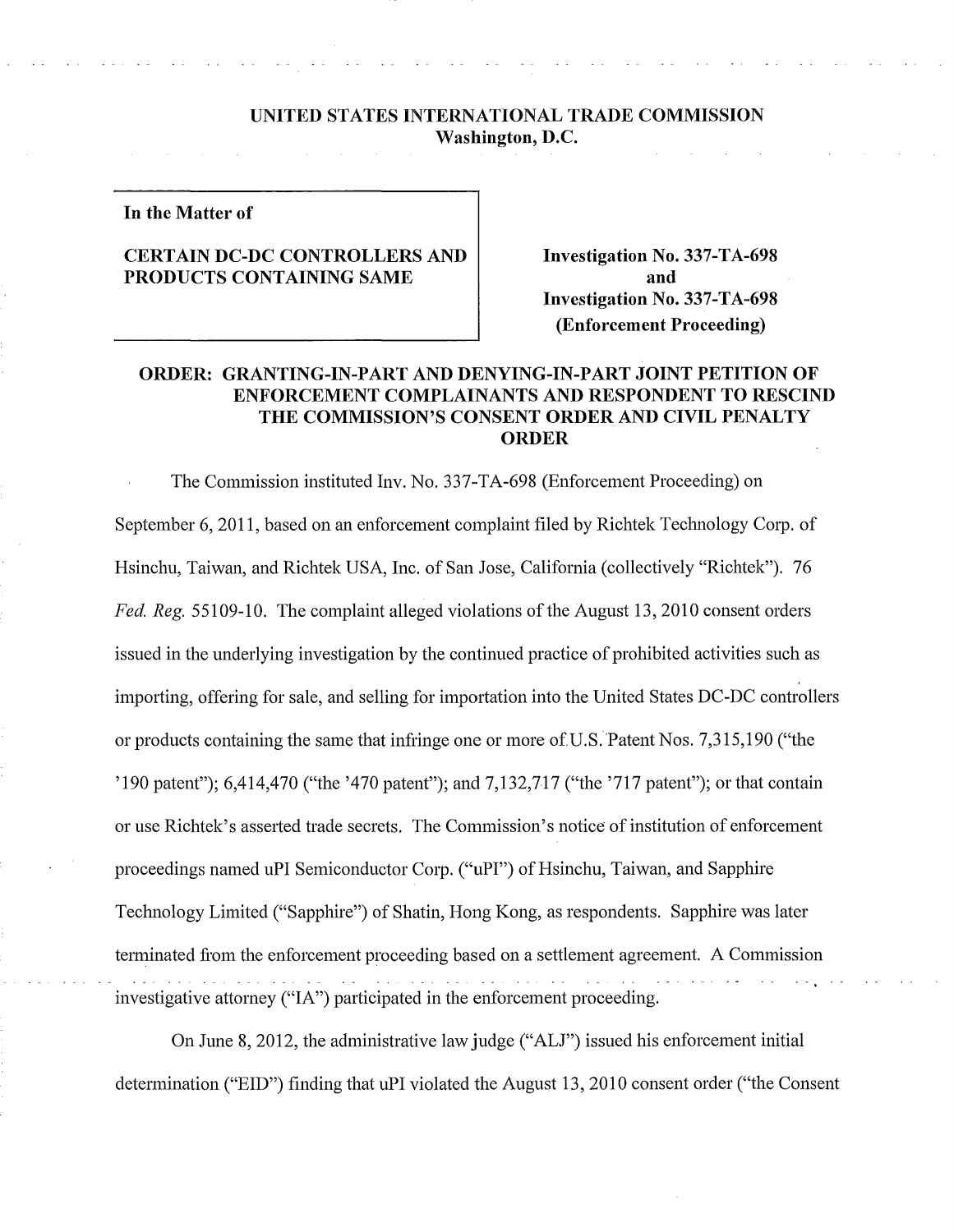**UNITED STATES INTERNATIONAL TRADE COMMISSION**
**Washington, D.C.**

| In the Matter of<br><br>CERTAIN DC-DC CONTROLLERS AND PRODUCTS CONTAINING SAME | Investigation No. 337-TA-698<br>and<br>Investigation No. 337-TA-698<br>(Enforcement Proceeding) |
|---|---|

**ORDER: GRANTING-IN-PART AND DENYING-IN-PART JOINT PETITION OF ENFORCEMENT COMPLAINANTS AND RESPONDENT TO RESCIND THE COMMISSION'S CONSENT ORDER AND CIVIL PENALTY ORDER**

The Commission instituted Inv. No. 337-TA-698 (Enforcement Proceeding) on September 6, 2011, based on an enforcement complaint filed by Richtek Technology Corp. of Hsinchu, Taiwan, and Richtek USA, Inc. of San Jose, California (collectively "Richtek"). 76 *Fed. Reg.* 55109-10. The complaint alleged violations of the August 13, 2010 consent orders issued in the underlying investigation by the continued practice of prohibited activities such as importing, offering for sale, and selling for importation into the United States DC-DC controllers or products containing the same that infringe one or more of U.S. Patent Nos. 7,315,190 ("the '190 patent"); 6,414,470 ("the '470 patent"); and 7,132,717 ("the '717 patent"); or that contain or use Richtek's asserted trade secrets. The Commission's notice of institution of enforcement proceedings named uPI Semiconductor Corp. ("uPI") of Hsinchu, Taiwan, and Sapphire Technology Limited ("Sapphire") of Shatin, Hong Kong, as respondents. Sapphire was later terminated from the enforcement proceeding based on a settlement agreement. A Commission investigative attorney ("IA") participated in the enforcement proceeding.

On June 8, 2012, the administrative law judge ("ALJ") issued his enforcement initial determination ("EID") finding that uPI violated the August 13, 2010 consent order ("the Consent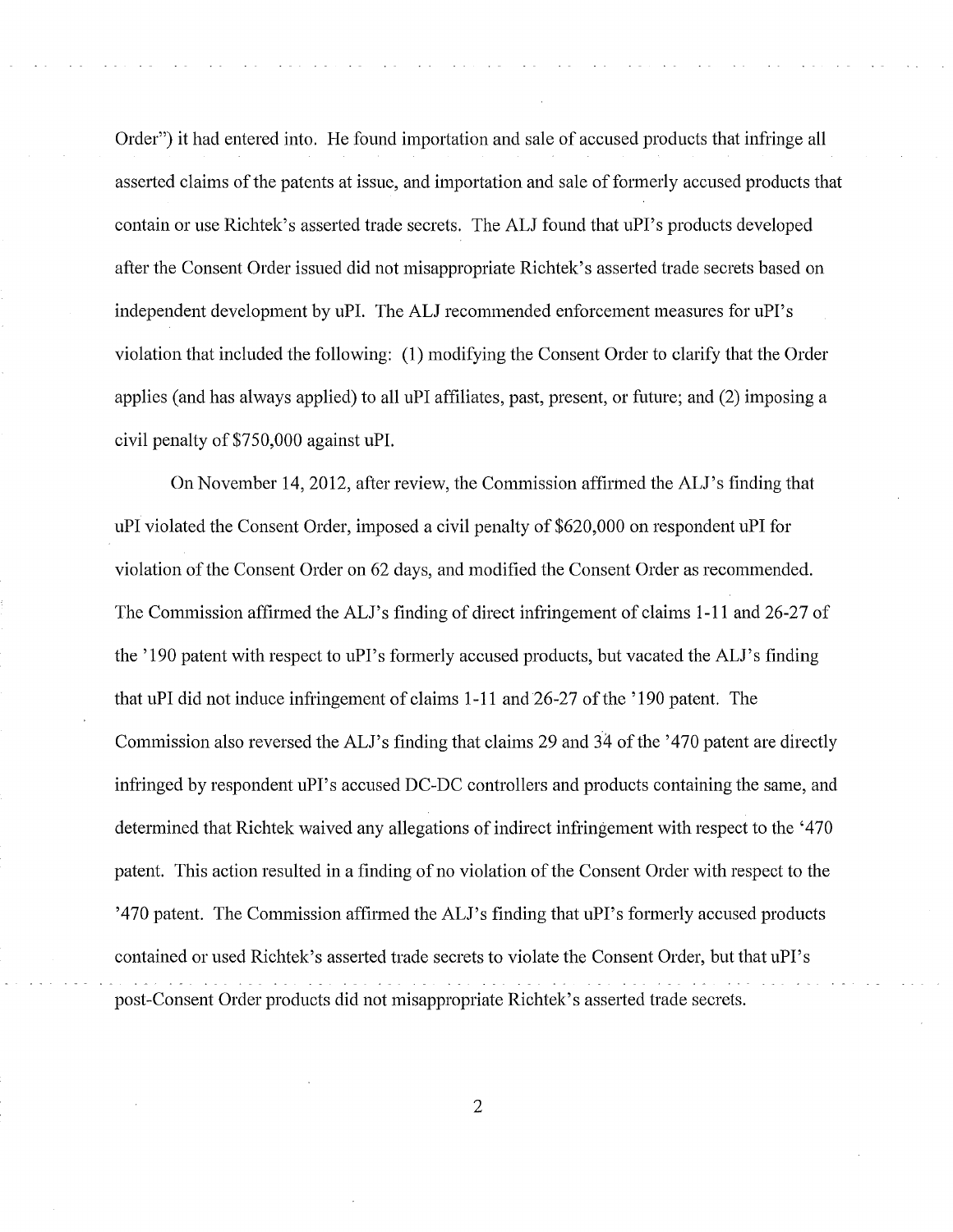Order") it had entered into. He found importation and sale of accused products that infringe all asserted claims of the patents at issue, and importation and sale of formerly accused products that contain or use Richtek's asserted trade secrets. The ALJ found that uPI's products developed after the Consent Order issued did not misappropriate Richtek's asserted trade secrets based on independent development by uPI. The ALJ recommended enforcement measures for uPI's violation that included the following: (1) modifying the Consent Order to clarify that the Order applies (and has always applied) to all uPI affiliates, past, present, or future; and (2) imposing a civil penalty of $750,000 against uPI.

On November 14, 2012, after review, the Commission affirmed the ALJ's finding that uPI violated the Consent Order, imposed a civil penalty of $620,000 on respondent uPI for violation of the Consent Order on 62 days, and modified the Consent Order as recommended. The Commission affirmed the ALJ's finding of direct infringement of claims 1-11 and 26-27 of the '190 patent with respect to uPI's formerly accused products, but vacated the ALJ's finding that uPI did not induce infringement of claims 1-11 and 26-27 of the '190 patent. The Commission also reversed the ALJ's finding that claims 29 and 34 of the '470 patent are directly infringed by respondent uPI's accused DC-DC controllers and products containing the same, and determined that Richtek waived any allegations of indirect infringement with respect to the '470 patent. This action resulted in a finding of no violation of the Consent Order with respect to the '470 patent. The Commission affirmed the ALJ's finding that uPI's formerly accused products contained or used Richtek's asserted trade secrets to violate the Consent Order, but that uPI's post-Consent Order products did not misappropriate Richtek's asserted trade secrets.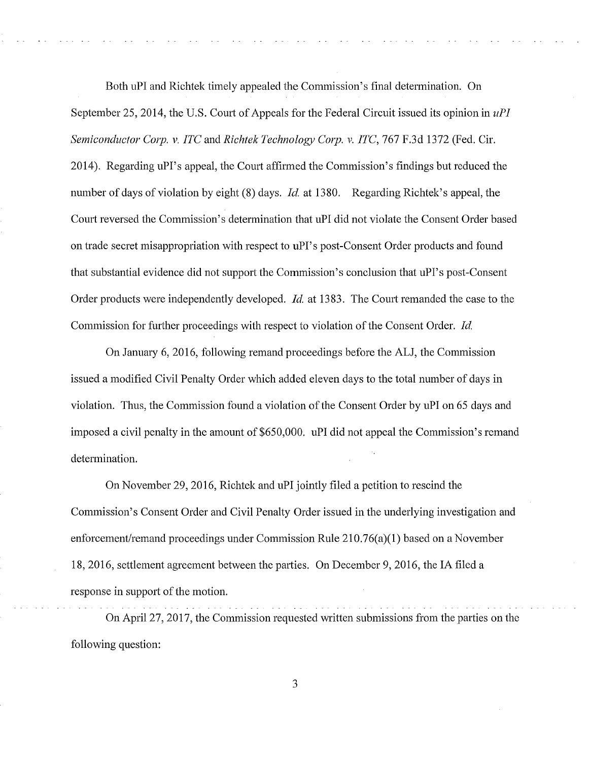Both uPI and Richtek timely appealed the Commission's final determination. On September 25, 2014, the U.S. Court of Appeals for the Federal Circuit issued its opinion in *uPI Semiconductor Corp. v. ITC* and *Richtek Technology Corp. v. ITC*, 767 F.3d 1372 (Fed. Cir. 2014). Regarding uPI's appeal, the Court affirmed the Commission's findings but reduced the number of days of violation by eight (8) days. *Id.* at 1380. Regarding Richtek's appeal, the Court reversed the Commission's determination that uPI did not violate the Consent Order based on trade secret misappropriation with respect to uPI's post-Consent Order products and found that substantial evidence did not support the Commission's conclusion that uPI's post-Consent Order products were independently developed. *Id.* at 1383. The Court remanded the case to the Commission for further proceedings with respect to violation of the Consent Order. *Id.*

On January 6, 2016, following remand proceedings before the ALJ, the Commission issued a modified Civil Penalty Order which added eleven days to the total number of days in violation. Thus, the Commission found a violation of the Consent Order by uPI on 65 days and imposed a civil penalty in the amount of $650,000. uPI did not appeal the Commission's remand determination.

On November 29, 2016, Richtek and uPI jointly filed a petition to rescind the Commission's Consent Order and Civil Penalty Order issued in the underlying investigation and enforcement/remand proceedings under Commission Rule 210.76(a)(1) based on a November 18, 2016, settlement agreement between the parties. On December 9, 2016, the IA filed a response in support of the motion.

On April 27, 2017, the Commission requested written submissions from the parties on the following question: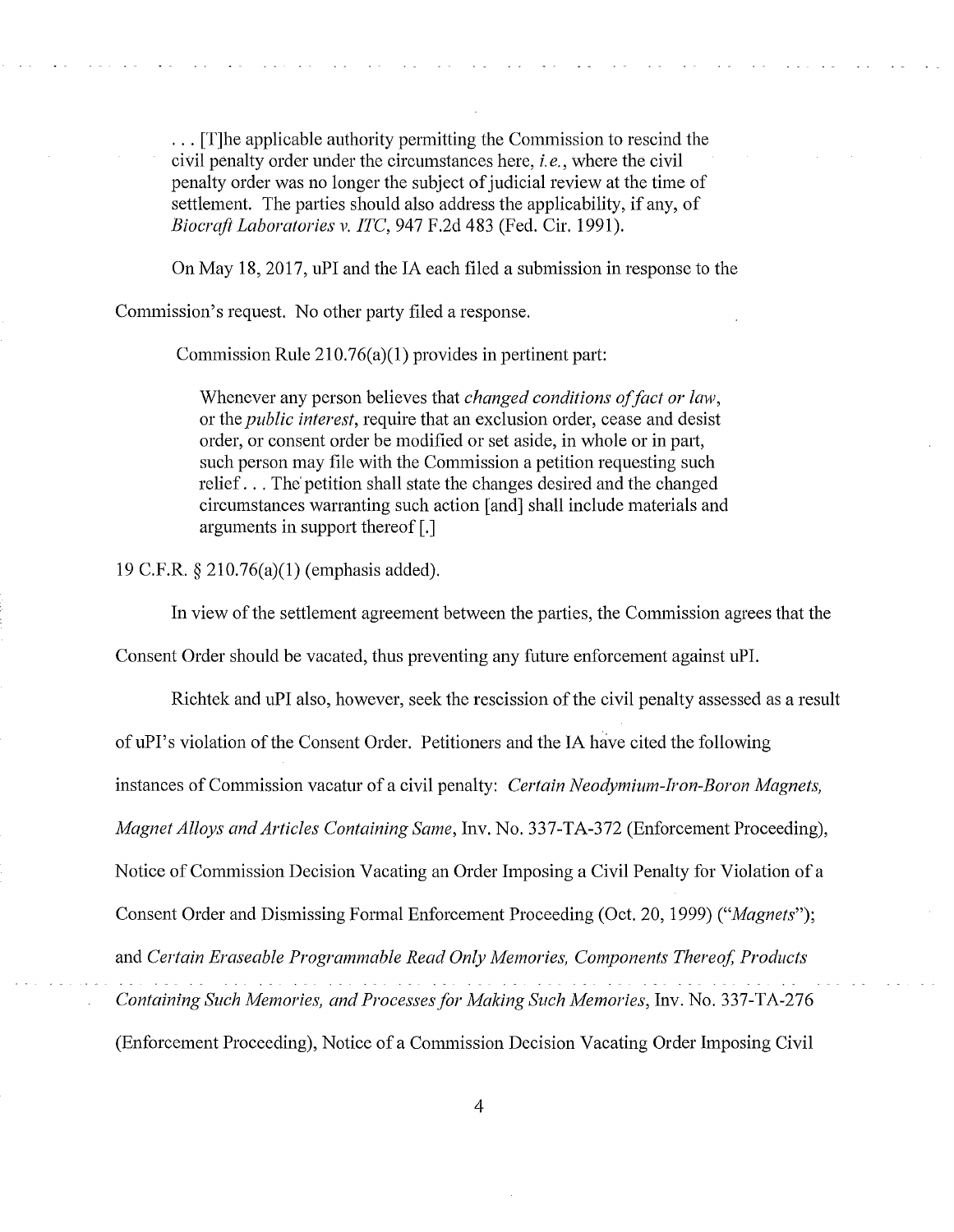> . . . [T]he applicable authority permitting the Commission to rescind the civil penalty order under the circumstances here, *i.e.*, where the civil penalty order was no longer the subject of judicial review at the time of settlement. The parties should also address the applicability, if any, of *Biocraft Laboratories v. ITC*, 947 F.2d 483 (Fed. Cir. 1991).

On May 18, 2017, uPI and the IA each filed a submission in response to the Commission's request. No other party filed a response.

Commission Rule 210.76(a)(1) provides in pertinent part:

> Whenever any person believes that *changed conditions of fact or law*, or the *public interest*, require that an exclusion order, cease and desist order, or consent order be modified or set aside, in whole or in part, such person may file with the Commission a petition requesting such relief . . . The petition shall state the changes desired and the changed circumstances warranting such action [and] shall include materials and arguments in support thereof [.]

19 C.F.R. § 210.76(a)(1) (emphasis added).

In view of the settlement agreement between the parties, the Commission agrees that the Consent Order should be vacated, thus preventing any future enforcement against uPI.

Richtek and uPI also, however, seek the rescission of the civil penalty assessed as a result of uPI's violation of the Consent Order. Petitioners and the IA have cited the following instances of Commission vacatur of a civil penalty: *Certain Neodymium-Iron-Boron Magnets, Magnet Alloys and Articles Containing Same*, Inv. No. 337-TA-372 (Enforcement Proceeding), Notice of Commission Decision Vacating an Order Imposing a Civil Penalty for Violation of a Consent Order and Dismissing Formal Enforcement Proceeding (Oct. 20, 1999) ("*Magnets*"); and *Certain Eraseable Programmable Read Only Memories, Components Thereof, Products Containing Such Memories, and Processes for Making Such Memories*, Inv. No. 337-TA-276 (Enforcement Proceeding), Notice of a Commission Decision Vacating Order Imposing Civil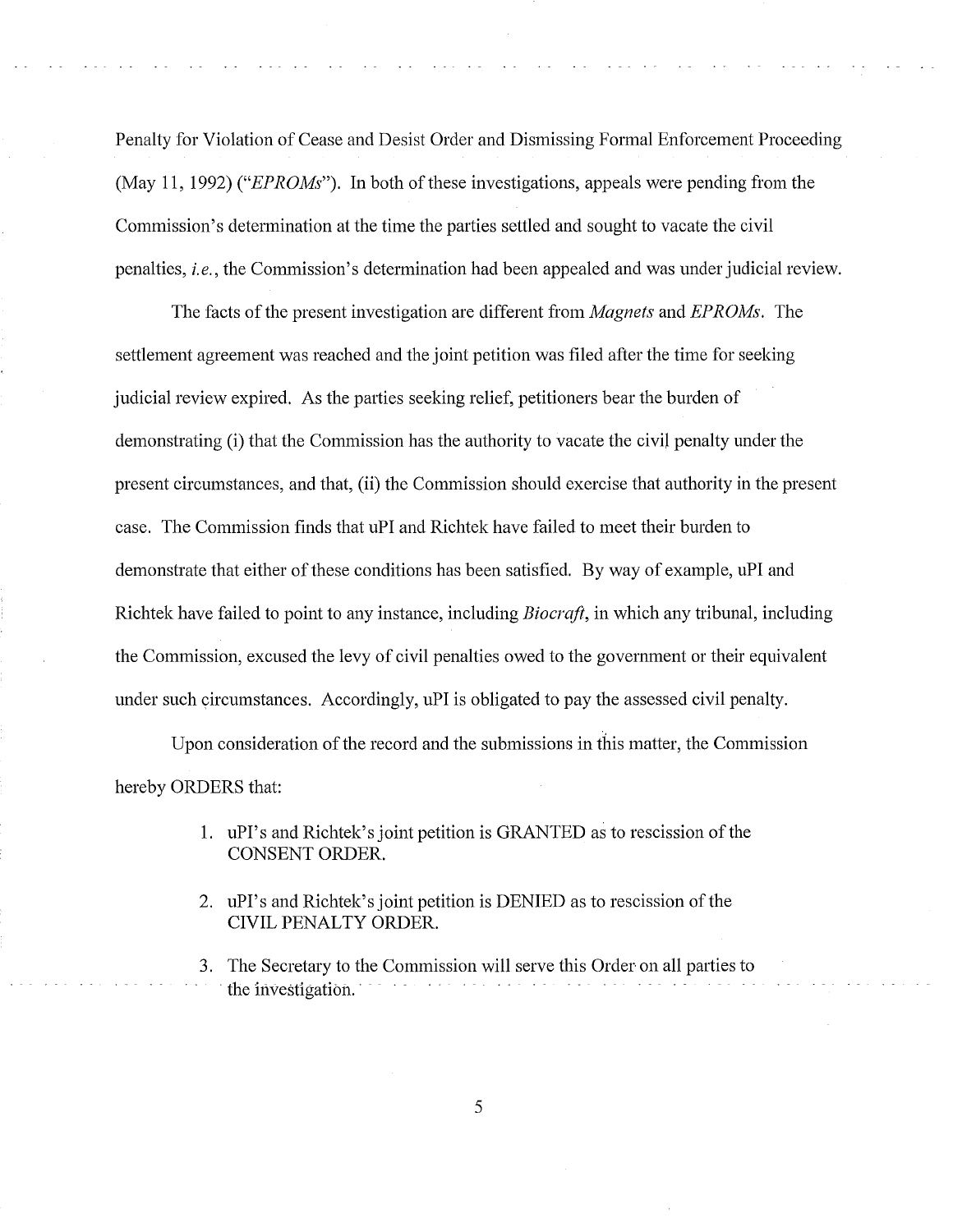Penalty for Violation of Cease and Desist Order and Dismissing Formal Enforcement Proceeding (May 11, 1992) ("*EPROMs*"). In both of these investigations, appeals were pending from the Commission's determination at the time the parties settled and sought to vacate the civil penalties, *i.e.*, the Commission's determination had been appealed and was under judicial review.

The facts of the present investigation are different from *Magnets* and *EPROMs*. The settlement agreement was reached and the joint petition was filed after the time for seeking judicial review expired. As the parties seeking relief, petitioners bear the burden of demonstrating (i) that the Commission has the authority to vacate the civil penalty under the present circumstances, and that, (ii) the Commission should exercise that authority in the present case. The Commission finds that uPI and Richtek have failed to meet their burden to demonstrate that either of these conditions has been satisfied. By way of example, uPI and Richtek have failed to point to any instance, including *Biocraft*, in which any tribunal, including the Commission, excused the levy of civil penalties owed to the government or their equivalent under such circumstances. Accordingly, uPI is obligated to pay the assessed civil penalty.

Upon consideration of the record and the submissions in this matter, the Commission hereby ORDERS that:

1. uPI's and Richtek's joint petition is GRANTED as to rescission of the CONSENT ORDER.

2. uPI's and Richtek's joint petition is DENIED as to rescission of the CIVIL PENALTY ORDER.

3. The Secretary to the Commission will serve this Order on all parties to the investigation.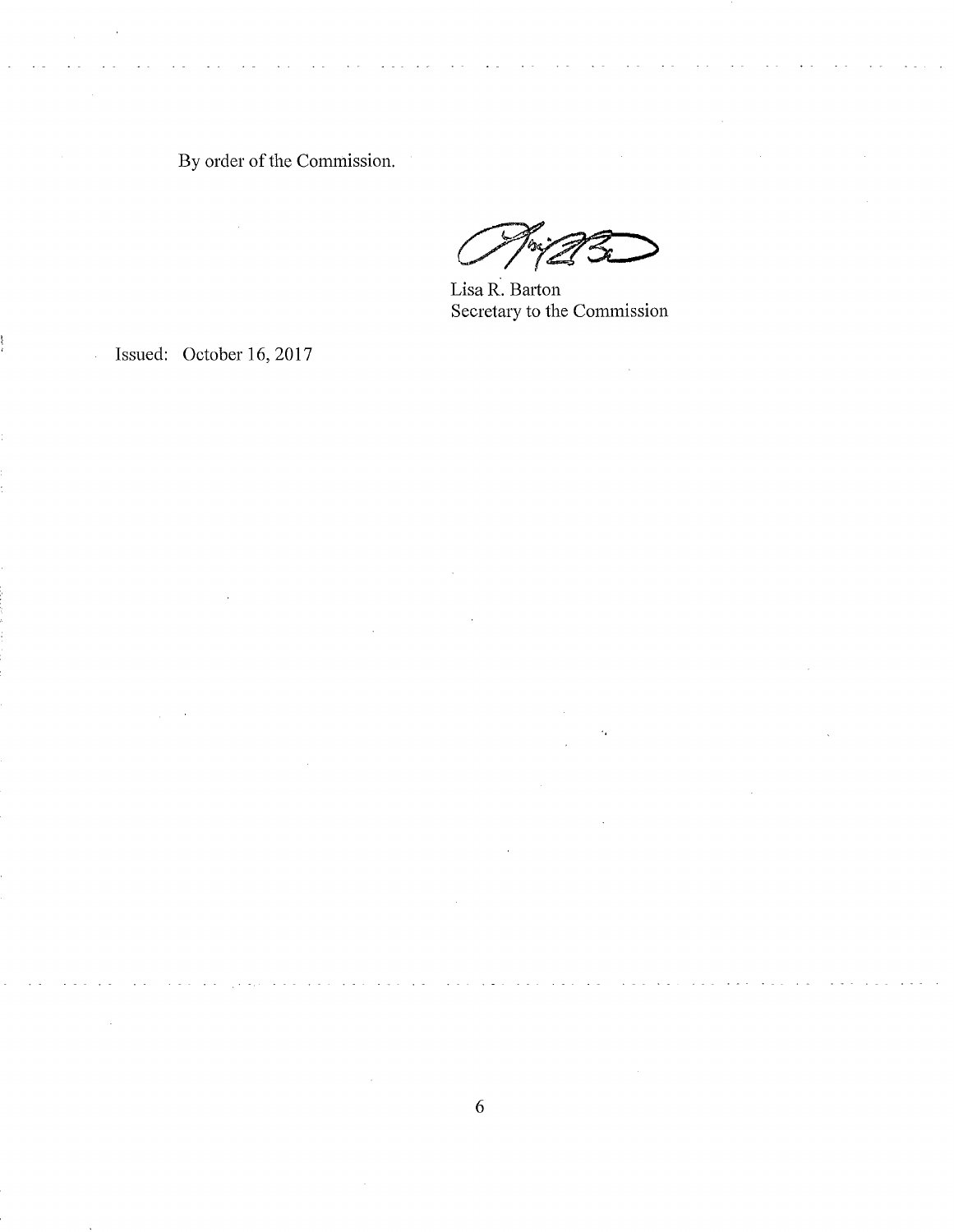By order of the Commission.

Lisa R. Barton
Secretary to the Commission

Issued: October 16, 2017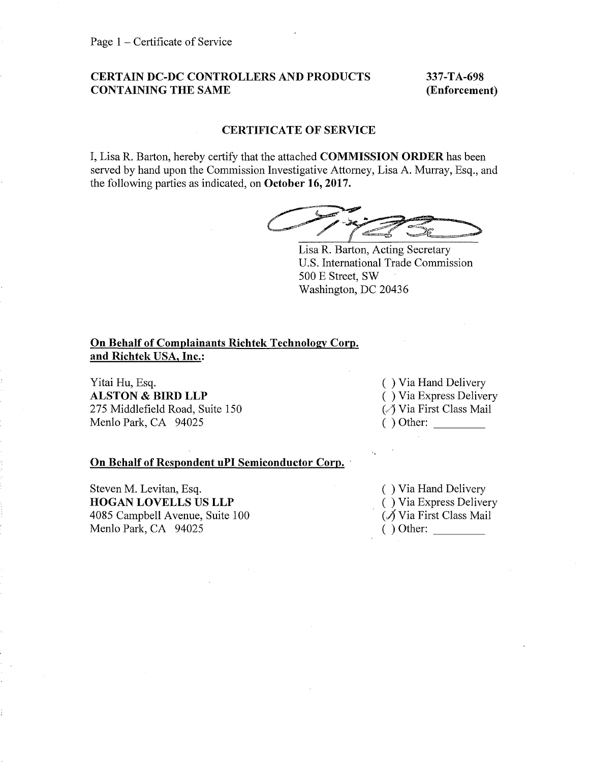**CERTAIN DC-DC CONTROLLERS AND PRODUCTS CONTAINING THE SAME**

**337-TA-698 (Enforcement)**

## CERTIFICATE OF SERVICE

I, Lisa R. Barton, hereby certify that the attached **COMMISSION ORDER** has been served by hand upon the Commission Investigative Attorney, Lisa A. Murray, Esq., and the following parties as indicated, on **October 16, 2017.**

Lisa R. Barton, Acting Secretary
U.S. International Trade Commission
500 E Street, SW
Washington, DC 20436

**On Behalf of Complainants Richtek Technology Corp. and Richtek USA, Inc.:**

Yitai Hu, Esq.
**ALSTON & BIRD LLP**
275 Middlefield Road, Suite 150
Menlo Park, CA 94025

( ) Via Hand Delivery
( ) Via Express Delivery
(✓) Via First Class Mail
( ) Other: ________

**On Behalf of Respondent uPI Semiconductor Corp.**

Steven M. Levitan, Esq.
**HOGAN LOVELLS US LLP**
4085 Campbell Avenue, Suite 100
Menlo Park, CA 94025

( ) Via Hand Delivery
( ) Via Express Delivery
(✓) Via First Class Mail
( ) Other: ________